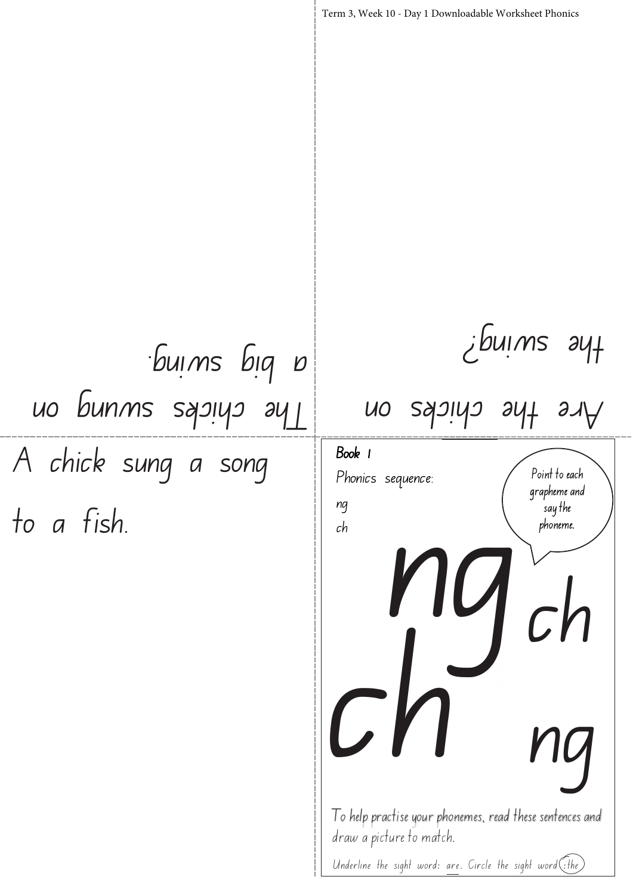Term 3, Week 10 - Day 1 Downloadable Worksheet Phonics

The chicks swung on a big swing.

Are the chicks on the swing?

A chick sung a song to a fish.

**Book 1**

Phonics sequence:

ng

ch

Point to each grapheme and say the phoneme.

ng ch

ch ng

To help practise your phonemes, read these sentences and draw a picture to match.

Underline the sight word: are. Circle the sight word: the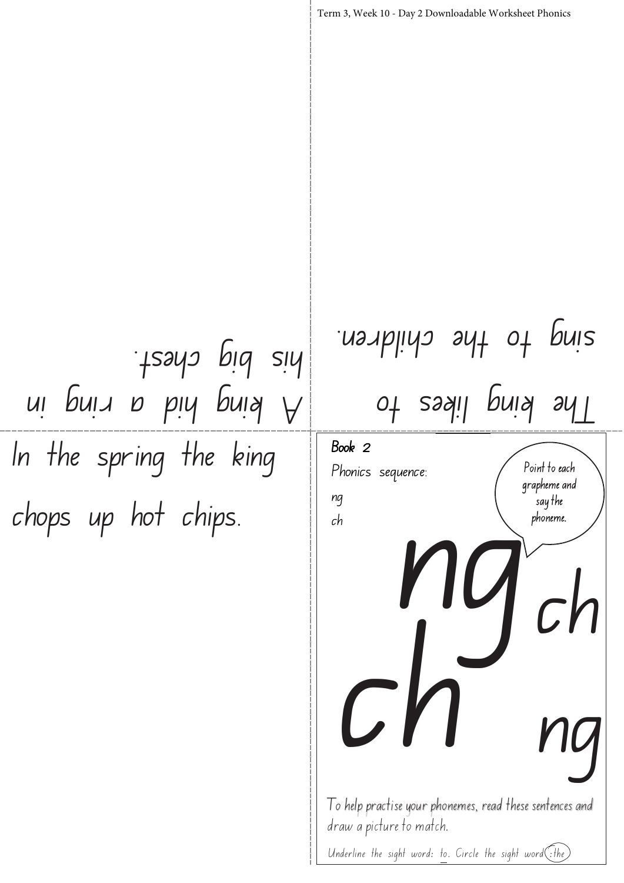Book 2

Phonics sequence:

ng

ch

Point to each grapheme and say the phoneme.

ng ch ch ng

To help practise your phonemes, read these sentences and draw a picture to match.

Underline the sight word: to. Circle the sight word: the

In the spring the king chops up hot chips.

A king hid a ring in his big chest.

The king likes to sing to the children.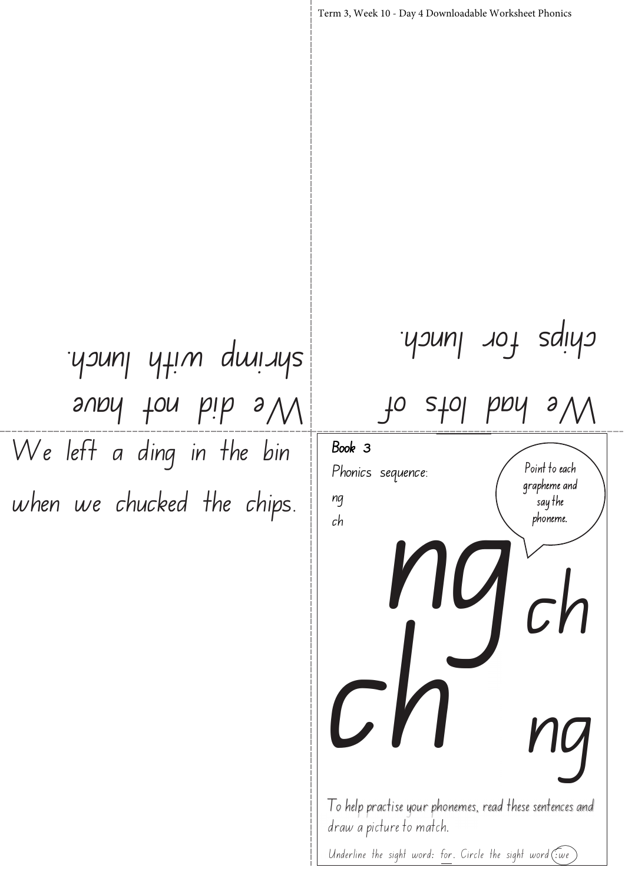We had lots of chips for lunch.

We did not have shrimp with lunch.

We left a ding in the bin when we chucked the chips.

Book 3

Phonics sequence:

ng

ch

Point to each grapheme and say the phoneme.

ng ch ch ng

To help practise your phonemes, read these sentences and draw a picture to match.

Underline the sight word: for. Circle the sight word: we